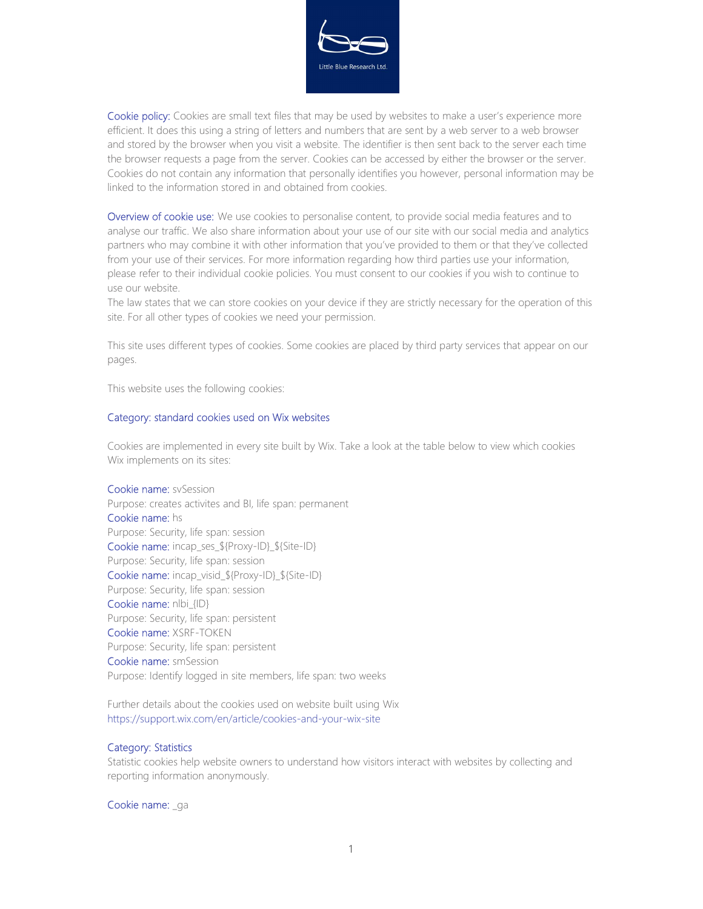Little Blue Research Ltd.

Cookie policy: Cookies are small text files that may be used by websites to make a user's experience more efficient. It does this using a string of letters and numbers that are sent by a web server to a web browser and stored by the browser when you visit a website. The identifier is then sent back to the server each time the browser requests a page from the server. Cookies can be accessed by either the browser or the server. Cookies do not contain any information that personally identifies you however, personal information may be linked to the information stored in and obtained from cookies.

Overview of cookie use: We use cookies to personalise content, to provide social media features and to analyse our traffic. We also share information about your use of our site with our social media and analytics partners who may combine it with other information that you've provided to them or that they've collected from your use of their services. For more information regarding how third parties use your information, please refer to their individual cookie policies. You must consent to our cookies if you wish to continue to use our website.
The law states that we can store cookies on your device if they are strictly necessary for the operation of this site. For all other types of cookies we need your permission.

This site uses different types of cookies. Some cookies are placed by third party services that appear on our pages.

This website uses the following cookies:

Category: standard cookies used on Wix websites

Cookies are implemented in every site built by Wix. Take a look at the table below to view which cookies Wix implements on its sites:

Cookie name: svSession
Purpose: creates activites and BI, life span: permanent
Cookie name: hs
Purpose: Security, life span: session
Cookie name: incap_ses_${Proxy-ID}_${Site-ID}
Purpose: Security, life span: session
Cookie name: incap_visid_${Proxy-ID}_${Site-ID}
Purpose: Security, life span: session
Cookie name: nlbi_{ID}
Purpose: Security, life span: persistent
Cookie name: XSRF-TOKEN
Purpose: Security, life span: persistent
Cookie name: smSession
Purpose: Identify logged in site members, life span: two weeks

Further details about the cookies used on website built using Wix
https://support.wix.com/en/article/cookies-and-your-wix-site

Category: Statistics
Statistic cookies help website owners to understand how visitors interact with websites by collecting and reporting information anonymously.

Cookie name: _ga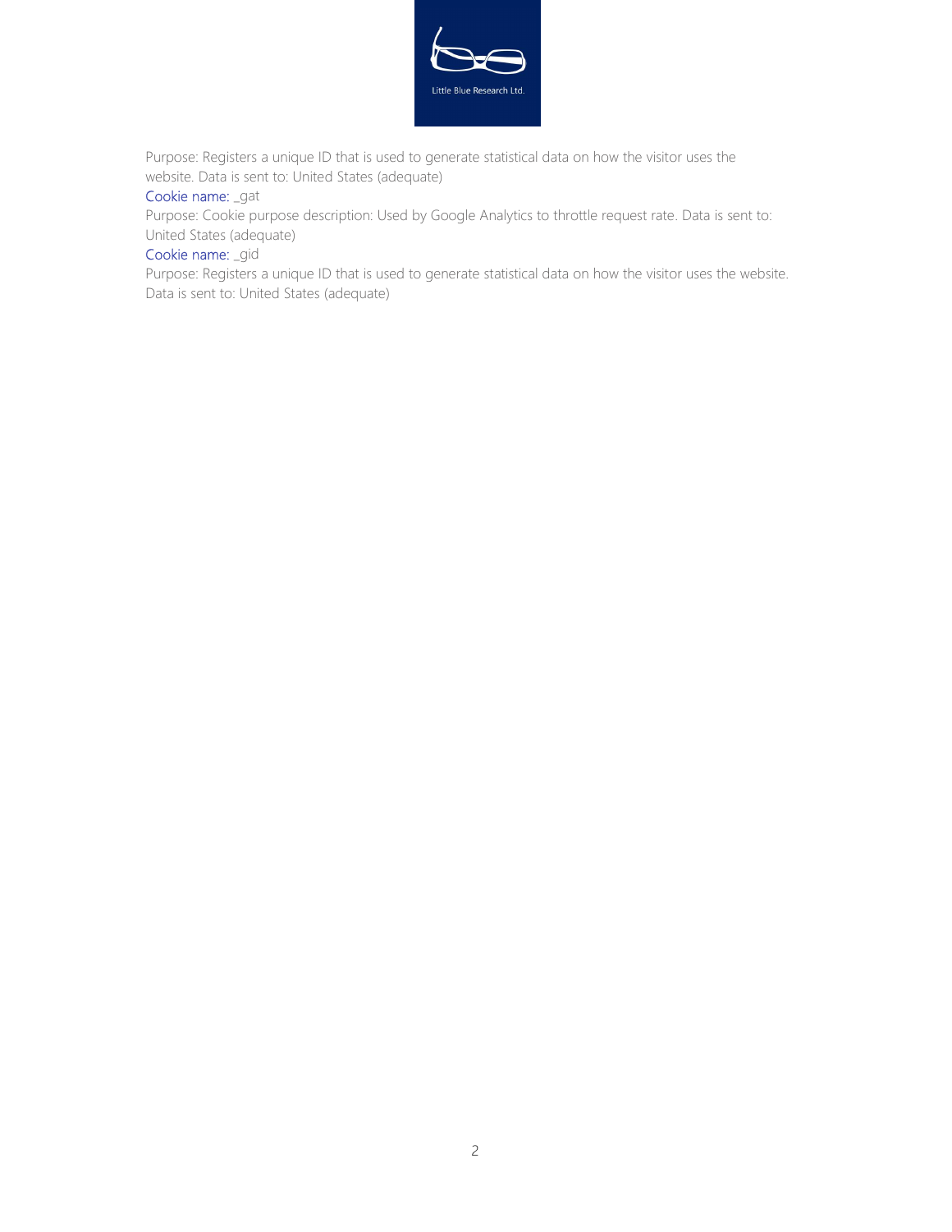Purpose: Registers a unique ID that is used to generate statistical data on how the visitor uses the website. Data is sent to: United States (adequate)

Cookie name: _gat

Purpose: Cookie purpose description: Used by Google Analytics to throttle request rate. Data is sent to: United States (adequate)

Cookie name: _gid

Purpose: Registers a unique ID that is used to generate statistical data on how the visitor uses the website. Data is sent to: United States (adequate)